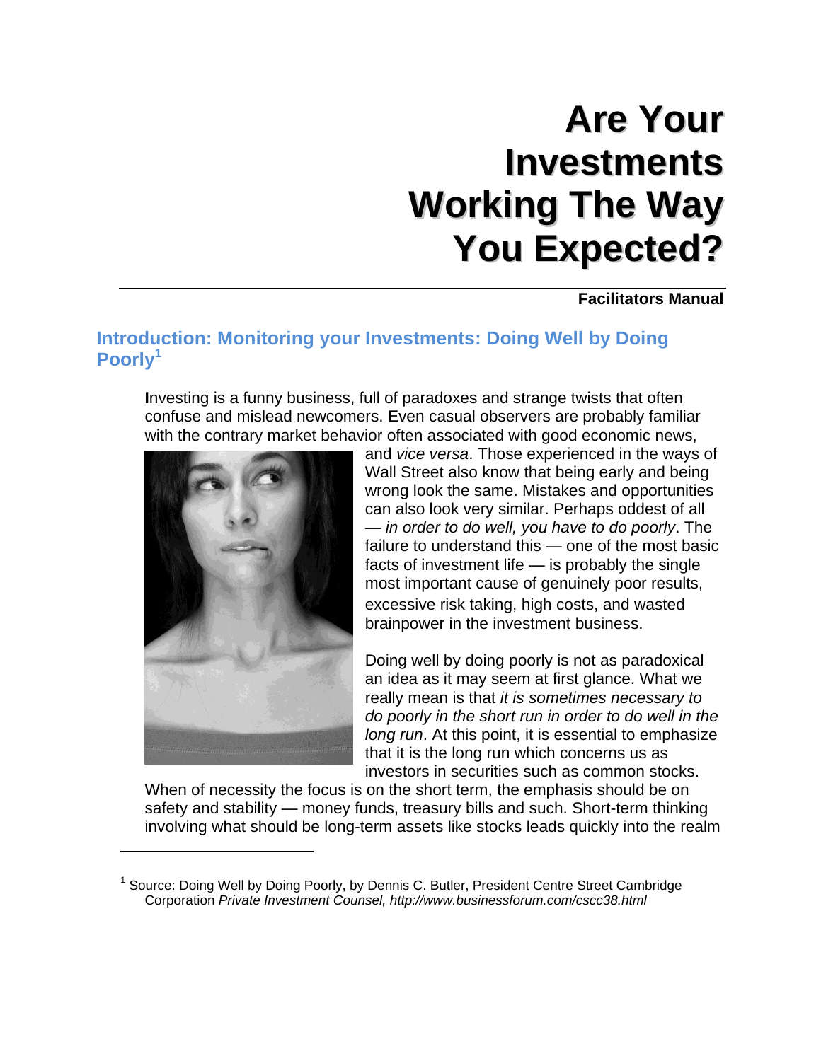# Are Your Investments Working The Way You Expected?

**Facilitators Manual**

## Introduction: Monitoring your Investments: Doing Well by Doing Poorly[1]

**I**nvesting is a funny business, full of paradoxes and strange twists that often confuse and mislead newcomers. Even casual observers are probably familiar with the contrary market behavior often associated with good economic news, and *vice versa*. Those experienced in the ways of Wall Street also know that being early and being wrong look the same. Mistakes and opportunities can also look very similar. Perhaps oddest of all — *in order to do well, you have to do poorly*. The failure to understand this — one of the most basic facts of investment life — is probably the single most important cause of genuinely poor results, excessive risk taking, high costs, and wasted brainpower in the investment business.

Doing well by doing poorly is not as paradoxical an idea as it may seem at first glance. What we really mean is that *it is sometimes necessary to do poorly in the short run in order to do well in the long run*. At this point, it is essential to emphasize that it is the long run which concerns us as investors in securities such as common stocks. When of necessity the focus is on the short term, the emphasis should be on safety and stability — money funds, treasury bills and such. Short-term thinking involving what should be long-term assets like stocks leads quickly into the realm

---

[1] Source: Doing Well by Doing Poorly, by Dennis C. Butler, President Centre Street Cambridge Corporation *Private Investment Counsel, http://www.businessforum.com/cscc38.html*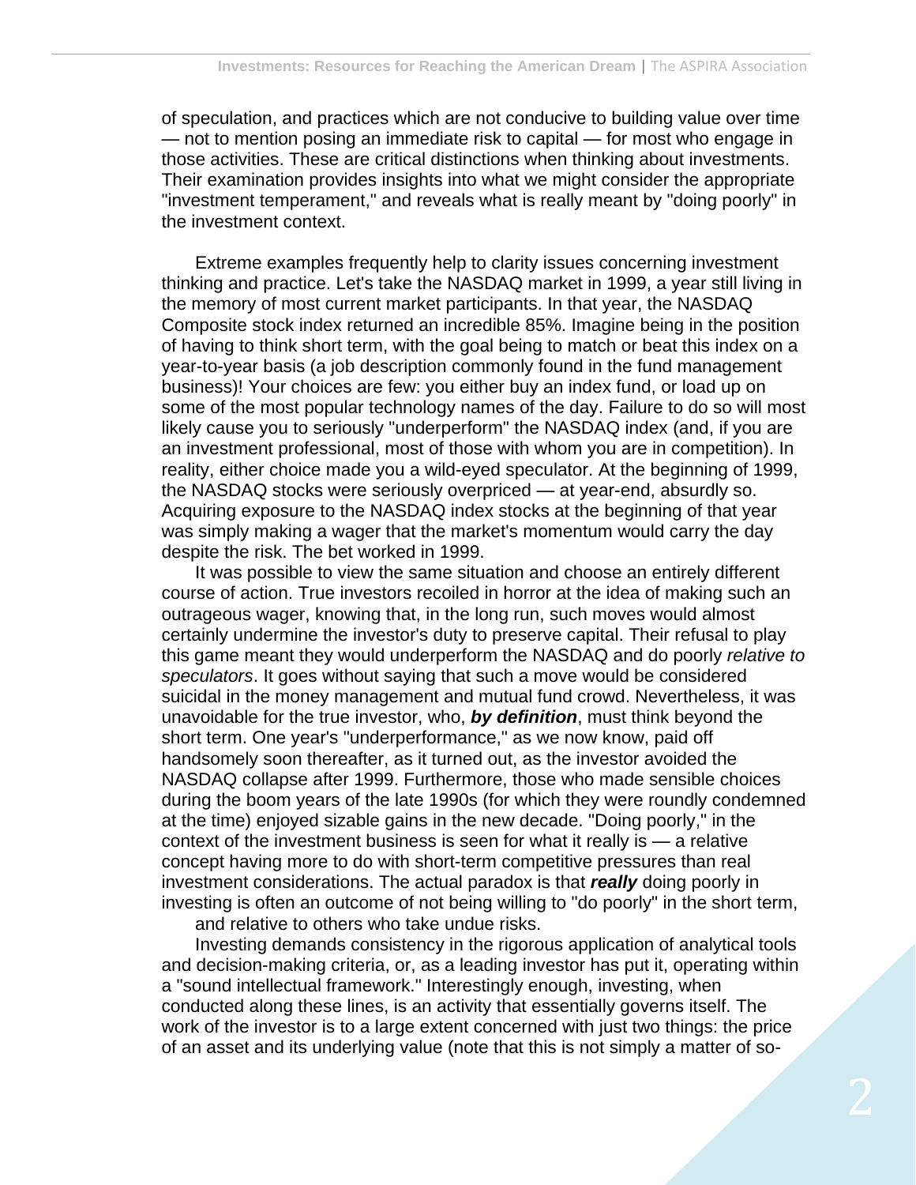of speculation, and practices which are not conducive to building value over time — not to mention posing an immediate risk to capital — for most who engage in those activities. These are critical distinctions when thinking about investments. Their examination provides insights into what we might consider the appropriate "investment temperament," and reveals what is really meant by "doing poorly" in the investment context.

Extreme examples frequently help to clarity issues concerning investment thinking and practice. Let's take the NASDAQ market in 1999, a year still living in the memory of most current market participants. In that year, the NASDAQ Composite stock index returned an incredible 85%. Imagine being in the position of having to think short term, with the goal being to match or beat this index on a year-to-year basis (a job description commonly found in the fund management business)! Your choices are few: you either buy an index fund, or load up on some of the most popular technology names of the day. Failure to do so will most likely cause you to seriously "underperform" the NASDAQ index (and, if you are an investment professional, most of those with whom you are in competition). In reality, either choice made you a wild-eyed speculator. At the beginning of 1999, the NASDAQ stocks were seriously overpriced — at year-end, absurdly so. Acquiring exposure to the NASDAQ index stocks at the beginning of that year was simply making a wager that the market's momentum would carry the day despite the risk. The bet worked in 1999.

It was possible to view the same situation and choose an entirely different course of action. True investors recoiled in horror at the idea of making such an outrageous wager, knowing that, in the long run, such moves would almost certainly undermine the investor's duty to preserve capital. Their refusal to play this game meant they would underperform the NASDAQ and do poorly *relative to speculators*. It goes without saying that such a move would be considered suicidal in the money management and mutual fund crowd. Nevertheless, it was unavoidable for the true investor, who, ***by definition***, must think beyond the short term. One year's "underperformance," as we now know, paid off handsomely soon thereafter, as it turned out, as the investor avoided the NASDAQ collapse after 1999. Furthermore, those who made sensible choices during the boom years of the late 1990s (for which they were roundly condemned at the time) enjoyed sizable gains in the new decade. "Doing poorly," in the context of the investment business is seen for what it really is — a relative concept having more to do with short-term competitive pressures than real investment considerations. The actual paradox is that ***really*** doing poorly in investing is often an outcome of not being willing to "do poorly" in the short term, and relative to others who take undue risks.

Investing demands consistency in the rigorous application of analytical tools and decision-making criteria, or, as a leading investor has put it, operating within a "sound intellectual framework." Interestingly enough, investing, when conducted along these lines, is an activity that essentially governs itself. The work of the investor is to a large extent concerned with just two things: the price of an asset and its underlying value (note that this is not simply a matter of so-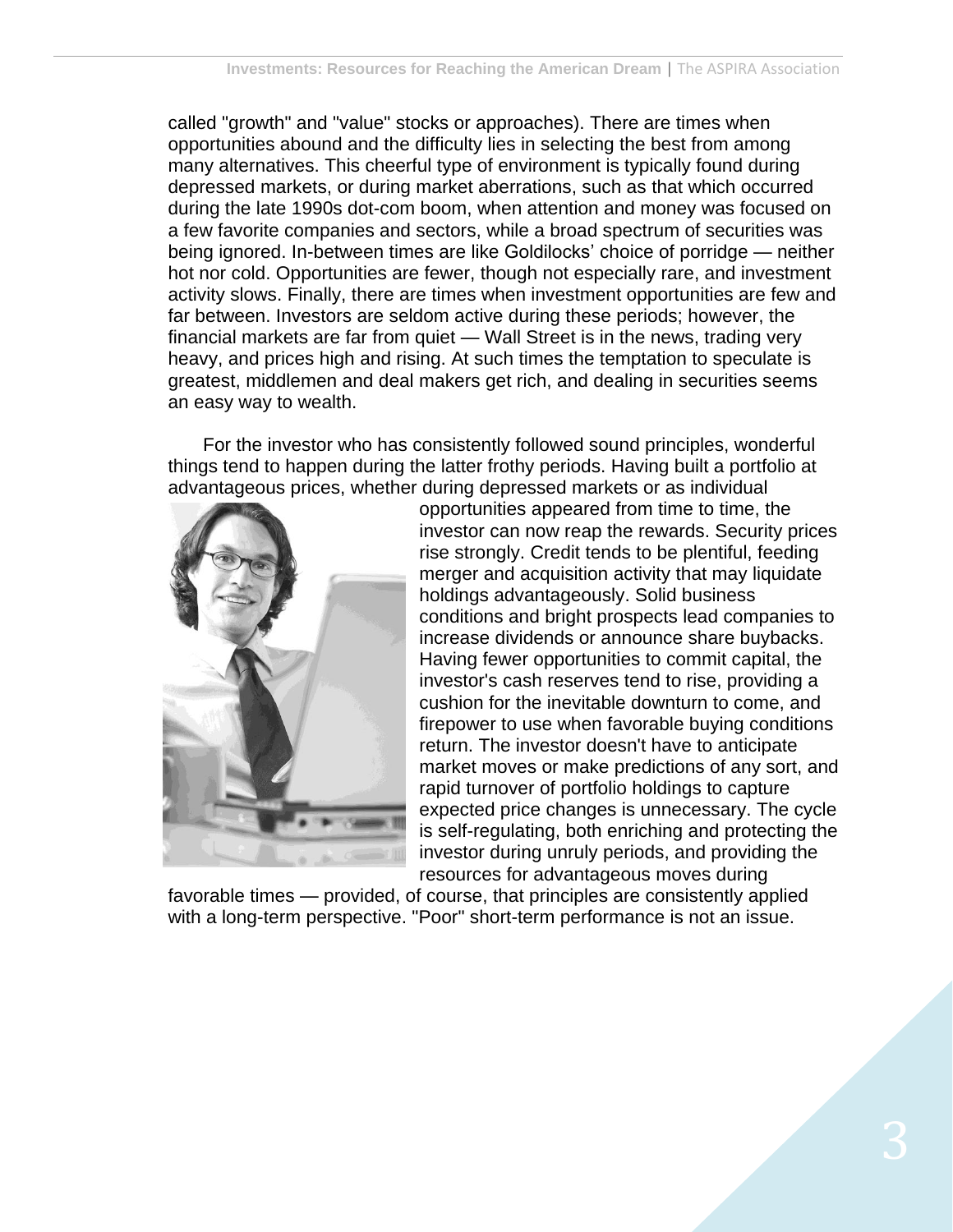called "growth" and "value" stocks or approaches). There are times when opportunities abound and the difficulty lies in selecting the best from among many alternatives. This cheerful type of environment is typically found during depressed markets, or during market aberrations, such as that which occurred during the late 1990s dot-com boom, when attention and money was focused on a few favorite companies and sectors, while a broad spectrum of securities was being ignored. In-between times are like Goldilocks' choice of porridge — neither hot nor cold. Opportunities are fewer, though not especially rare, and investment activity slows. Finally, there are times when investment opportunities are few and far between. Investors are seldom active during these periods; however, the financial markets are far from quiet — Wall Street is in the news, trading very heavy, and prices high and rising. At such times the temptation to speculate is greatest, middlemen and deal makers get rich, and dealing in securities seems an easy way to wealth.

For the investor who has consistently followed sound principles, wonderful things tend to happen during the latter frothy periods. Having built a portfolio at advantageous prices, whether during depressed markets or as individual opportunities appeared from time to time, the investor can now reap the rewards. Security prices rise strongly. Credit tends to be plentiful, feeding merger and acquisition activity that may liquidate holdings advantageously. Solid business conditions and bright prospects lead companies to increase dividends or announce share buybacks. Having fewer opportunities to commit capital, the investor's cash reserves tend to rise, providing a cushion for the inevitable downturn to come, and firepower to use when favorable buying conditions return. The investor doesn't have to anticipate market moves or make predictions of any sort, and rapid turnover of portfolio holdings to capture expected price changes is unnecessary. The cycle is self-regulating, both enriching and protecting the investor during unruly periods, and providing the resources for advantageous moves during favorable times — provided, of course, that principles are consistently applied with a long-term perspective. "Poor" short-term performance is not an issue.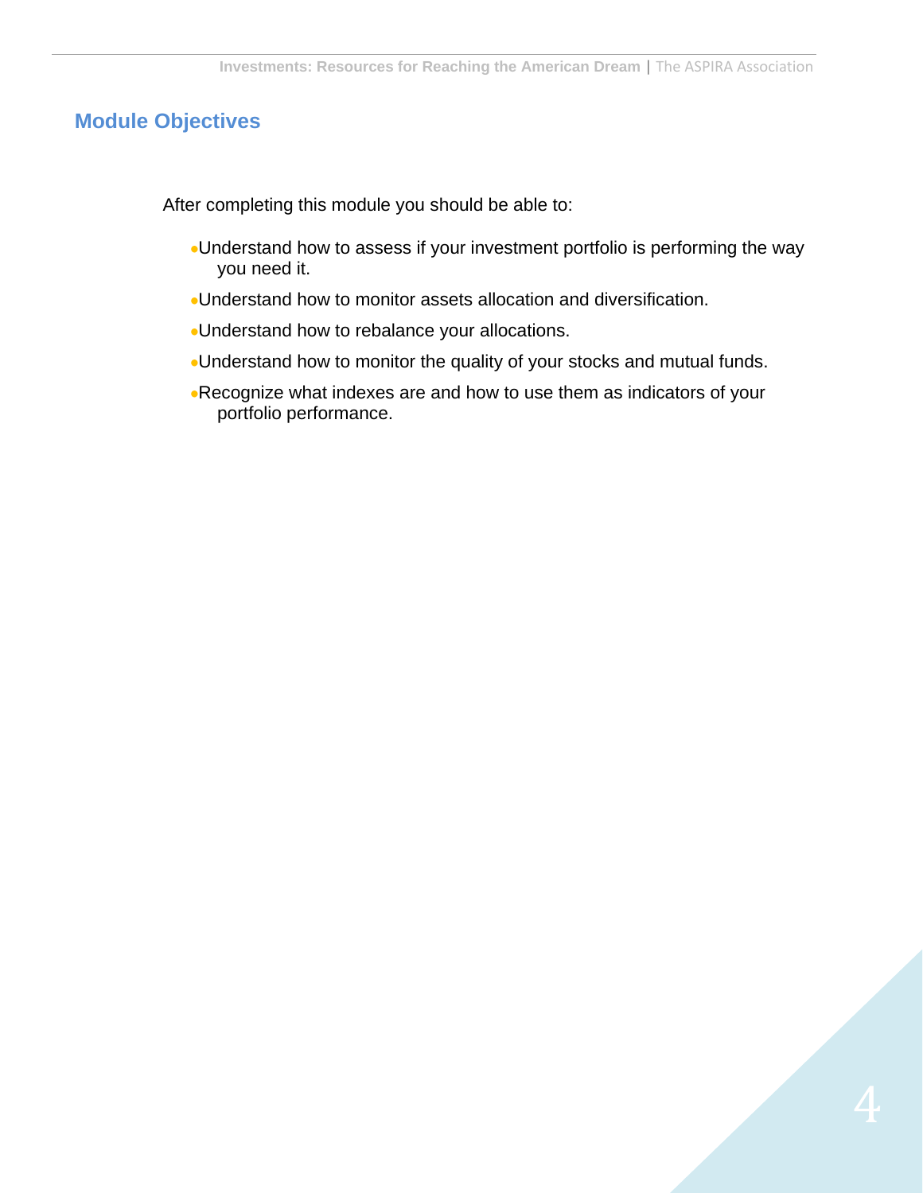## Module Objectives

After completing this module you should be able to:

- Understand how to assess if your investment portfolio is performing the way you need it.
- Understand how to monitor assets allocation and diversification.
- Understand how to rebalance your allocations.
- Understand how to monitor the quality of your stocks and mutual funds.
- Recognize what indexes are and how to use them as indicators of your portfolio performance.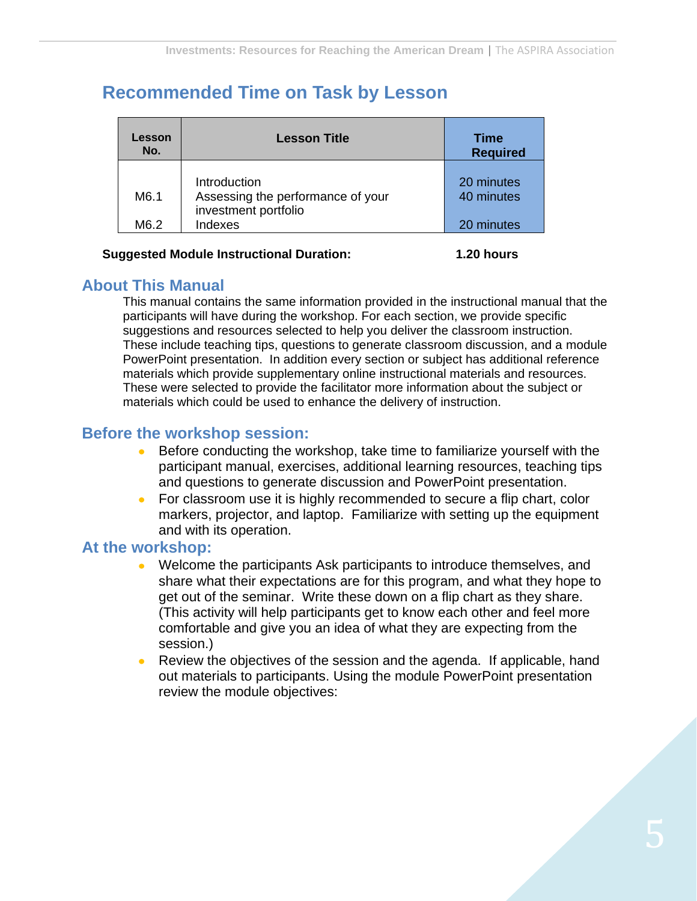## Recommended Time on Task by Lesson

| Lesson No. | Lesson Title | Time Required |
|---|---|---|
| | Introduction | 20 minutes |
| M6.1 | Assessing the performance of your investment portfolio | 40 minutes |
| M6.2 | Indexes | 20 minutes |

**Suggested Module Instructional Duration:** **1.20 hours**

## About This Manual

This manual contains the same information provided in the instructional manual that the participants will have during the workshop. For each section, we provide specific suggestions and resources selected to help you deliver the classroom instruction. These include teaching tips, questions to generate classroom discussion, and a module PowerPoint presentation. In addition every section or subject has additional reference materials which provide supplementary online instructional materials and resources. These were selected to provide the facilitator more information about the subject or materials which could be used to enhance the delivery of instruction.

## Before the workshop session:

- Before conducting the workshop, take time to familiarize yourself with the participant manual, exercises, additional learning resources, teaching tips and questions to generate discussion and PowerPoint presentation.
- For classroom use it is highly recommended to secure a flip chart, color markers, projector, and laptop. Familiarize with setting up the equipment and with its operation.

## At the workshop:

- Welcome the participants Ask participants to introduce themselves, and share what their expectations are for this program, and what they hope to get out of the seminar. Write these down on a flip chart as they share. (This activity will help participants get to know each other and feel more comfortable and give you an idea of what they are expecting from the session.)
- Review the objectives of the session and the agenda. If applicable, hand out materials to participants. Using the module PowerPoint presentation review the module objectives: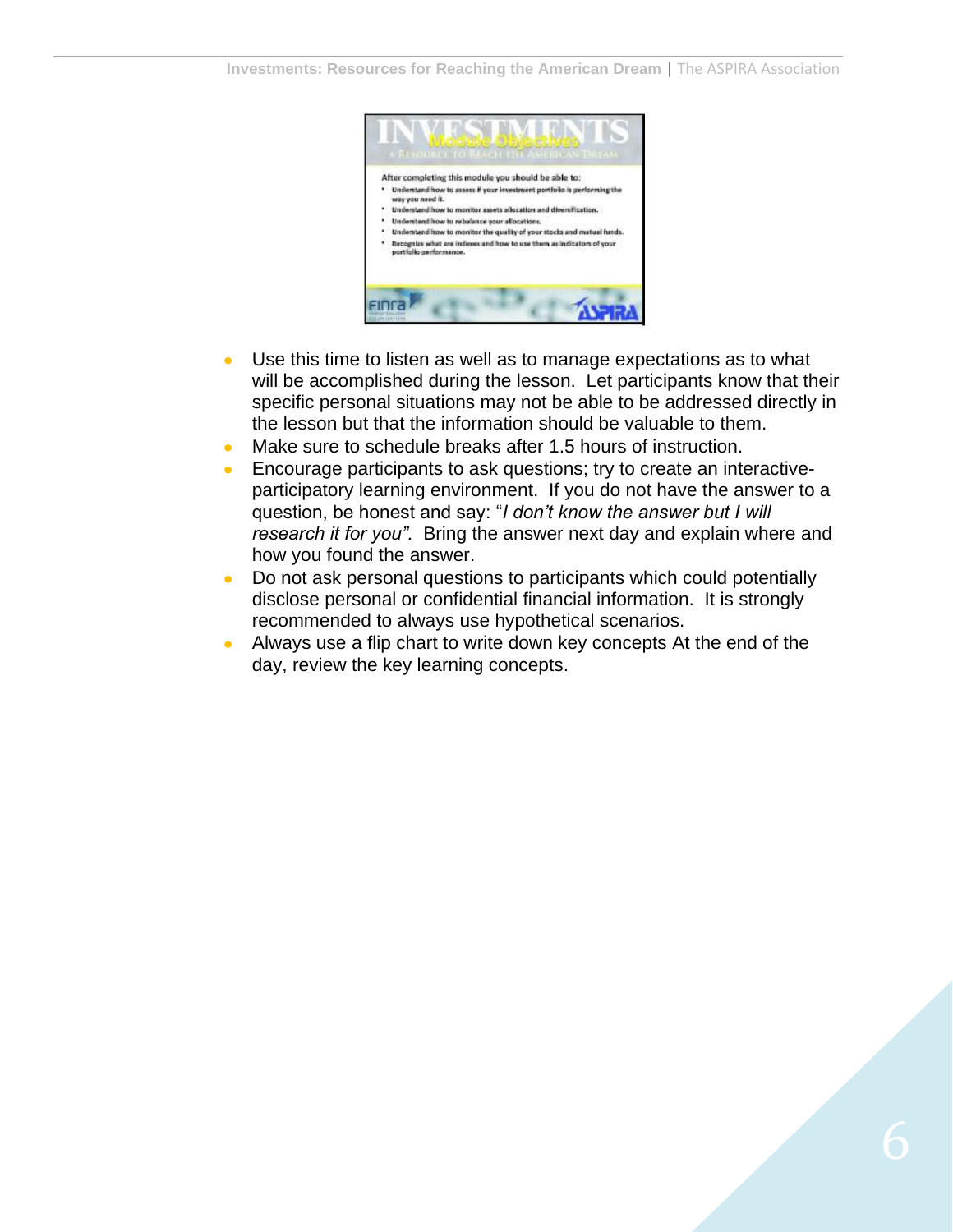- Use this time to listen as well as to manage expectations as to what will be accomplished during the lesson. Let participants know that their specific personal situations may not be able to be addressed directly in the lesson but that the information should be valuable to them.
- Make sure to schedule breaks after 1.5 hours of instruction.
- Encourage participants to ask questions; try to create an interactive-participatory learning environment. If you do not have the answer to a question, be honest and say: "*I don't know the answer but I will research it for you".* Bring the answer next day and explain where and how you found the answer.
- Do not ask personal questions to participants which could potentially disclose personal or confidential financial information. It is strongly recommended to always use hypothetical scenarios.
- Always use a flip chart to write down key concepts At the end of the day, review the key learning concepts.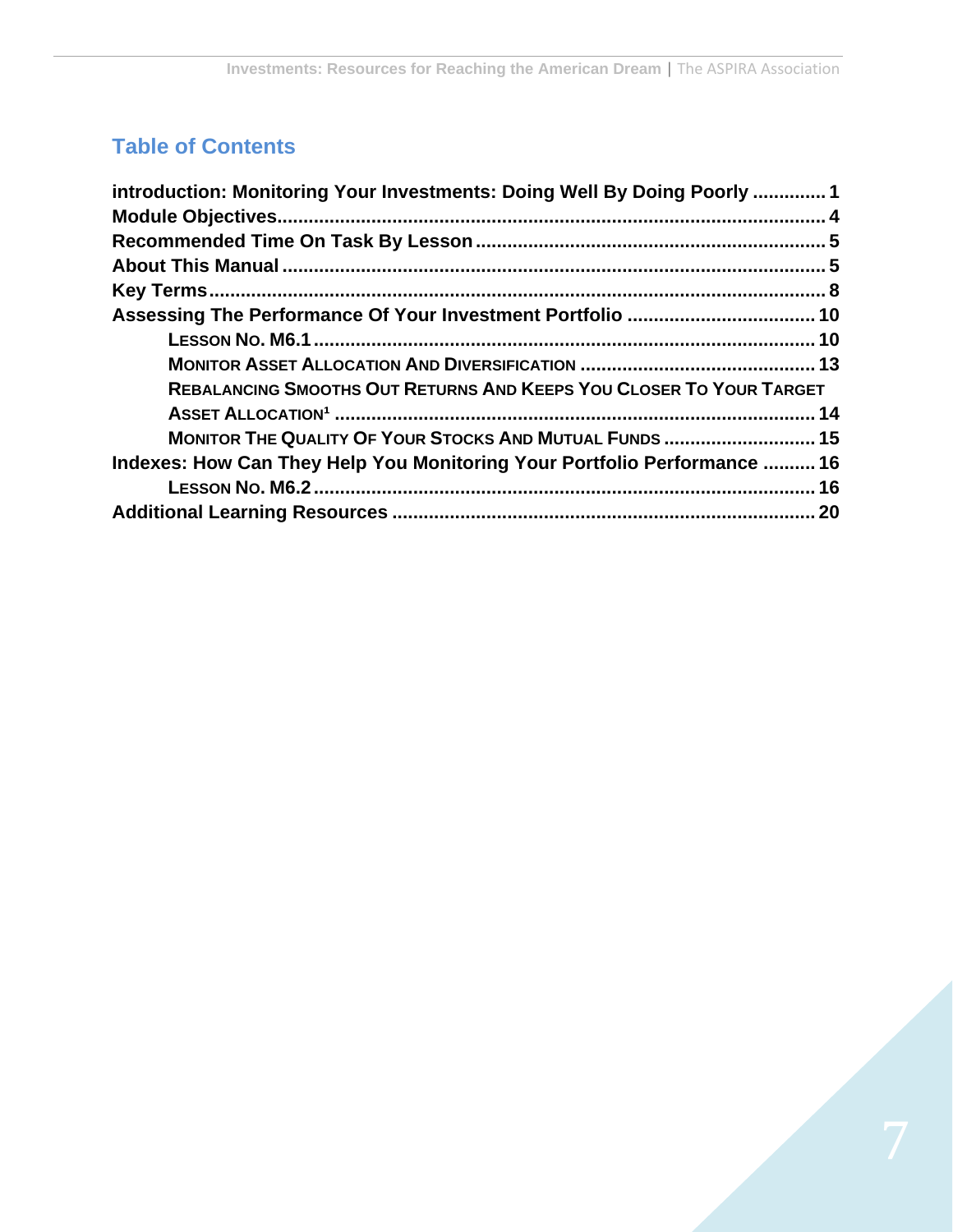## Table of Contents

- **introduction: Monitoring Your Investments: Doing Well By Doing Poorly** .............. 1
- **Module Objectives** .............. 4
- **Recommended Time On Task By Lesson** .............. 5
- **About This Manual** .............. 5
- **Key Terms** .............. 8
- **Assessing The Performance Of Your Investment Portfolio** .............. 10
  - **Lesson No. M6.1** .............. 10
  - **Monitor Asset Allocation And Diversification** .............. 13
  - **Rebalancing Smooths Out Returns And Keeps You Closer To Your Target Asset Allocation[1]** .............. 14
  - **Monitor The Quality Of Your Stocks And Mutual Funds** .............. 15
- **Indexes: How Can They Help You Monitoring Your Portfolio Performance** .............. 16
  - **Lesson No. M6.2** .............. 16
- **Additional Learning Resources** .............. 20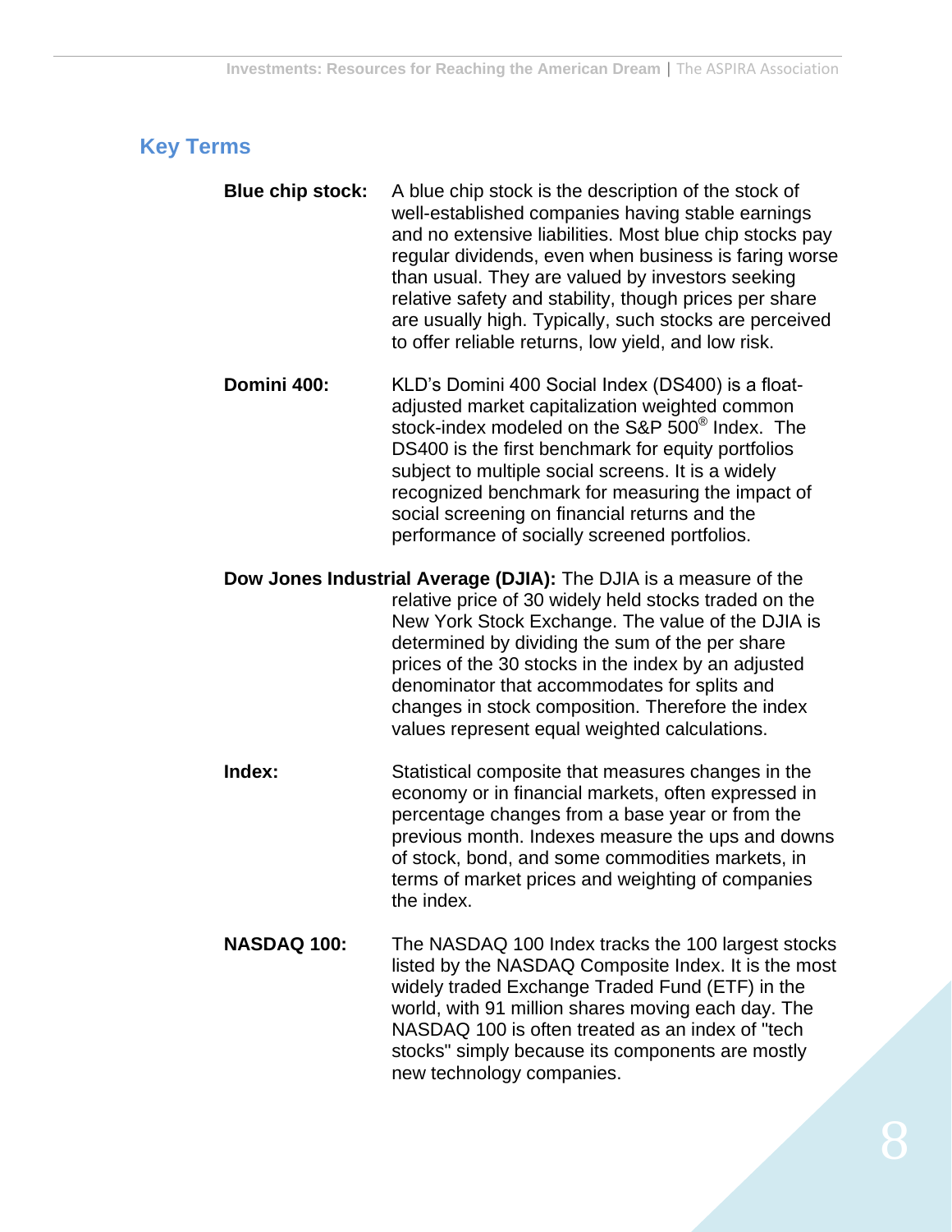## Key Terms

**Blue chip stock:** A blue chip stock is the description of the stock of well-established companies having stable earnings and no extensive liabilities. Most blue chip stocks pay regular dividends, even when business is faring worse than usual. They are valued by investors seeking relative safety and stability, though prices per share are usually high. Typically, such stocks are perceived to offer reliable returns, low yield, and low risk.

**Domini 400:** KLD's Domini 400 Social Index (DS400) is a float-adjusted market capitalization weighted common stock-index modeled on the S&P 500® Index. The DS400 is the first benchmark for equity portfolios subject to multiple social screens. It is a widely recognized benchmark for measuring the impact of social screening on financial returns and the performance of socially screened portfolios.

**Dow Jones Industrial Average (DJIA):** The DJIA is a measure of the relative price of 30 widely held stocks traded on the New York Stock Exchange. The value of the DJIA is determined by dividing the sum of the per share prices of the 30 stocks in the index by an adjusted denominator that accommodates for splits and changes in stock composition. Therefore the index values represent equal weighted calculations.

**Index:** Statistical composite that measures changes in the economy or in financial markets, often expressed in percentage changes from a base year or from the previous month. Indexes measure the ups and downs of stock, bond, and some commodities markets, in terms of market prices and weighting of companies the index.

**NASDAQ 100:** The NASDAQ 100 Index tracks the 100 largest stocks listed by the NASDAQ Composite Index. It is the most widely traded Exchange Traded Fund (ETF) in the world, with 91 million shares moving each day. The NASDAQ 100 is often treated as an index of "tech stocks" simply because its components are mostly new technology companies.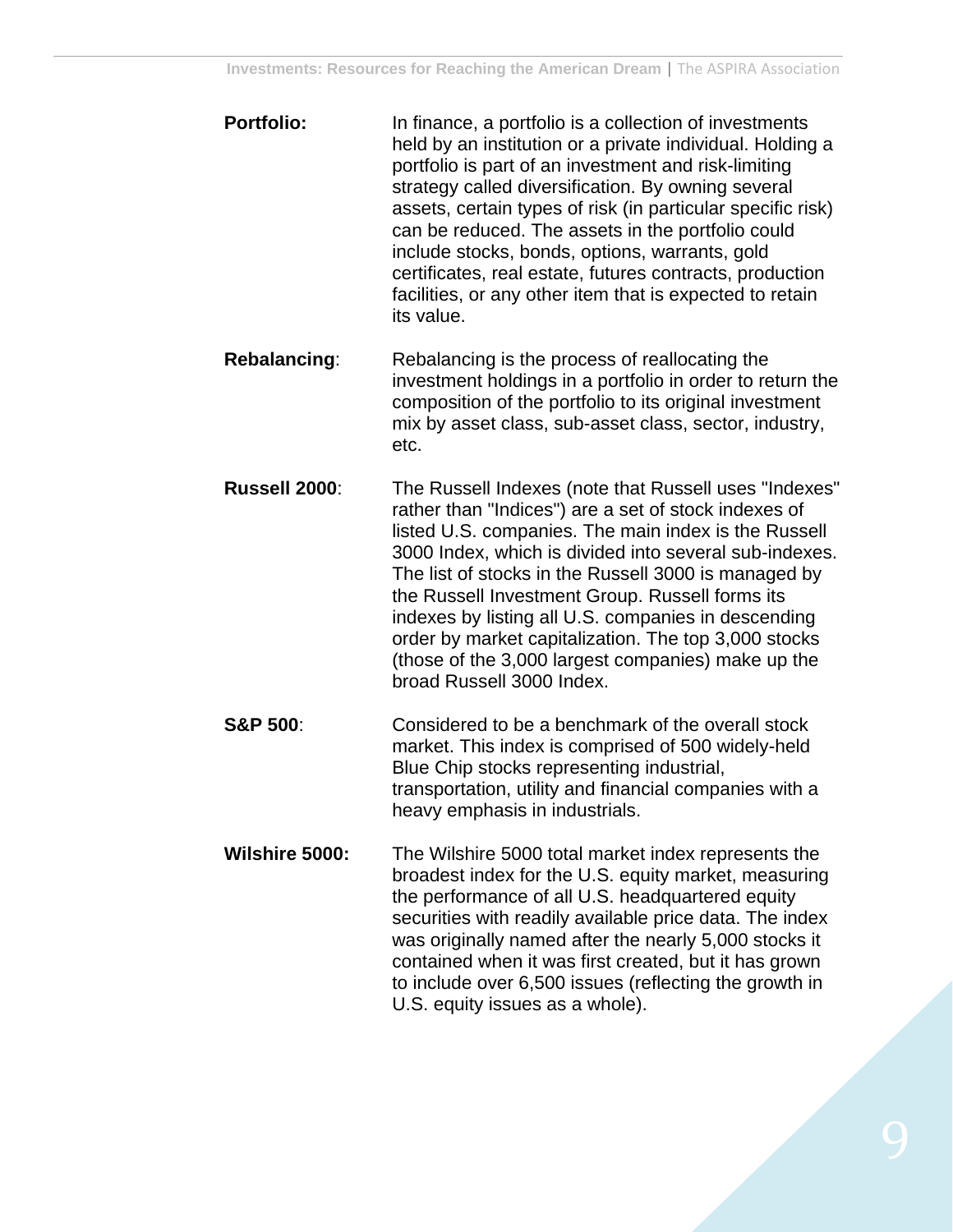**Portfolio:** In finance, a portfolio is a collection of investments held by an institution or a private individual. Holding a portfolio is part of an investment and risk-limiting strategy called diversification. By owning several assets, certain types of risk (in particular specific risk) can be reduced. The assets in the portfolio could include stocks, bonds, options, warrants, gold certificates, real estate, futures contracts, production facilities, or any other item that is expected to retain its value.

**Rebalancing**: Rebalancing is the process of reallocating the investment holdings in a portfolio in order to return the composition of the portfolio to its original investment mix by asset class, sub-asset class, sector, industry, etc.

**Russell 2000**: The Russell Indexes (note that Russell uses "Indexes" rather than "Indices") are a set of stock indexes of listed U.S. companies. The main index is the Russell 3000 Index, which is divided into several sub-indexes. The list of stocks in the Russell 3000 is managed by the Russell Investment Group. Russell forms its indexes by listing all U.S. companies in descending order by market capitalization. The top 3,000 stocks (those of the 3,000 largest companies) make up the broad Russell 3000 Index.

**S&P 500**: Considered to be a benchmark of the overall stock market. This index is comprised of 500 widely-held Blue Chip stocks representing industrial, transportation, utility and financial companies with a heavy emphasis in industrials.

**Wilshire 5000:** The Wilshire 5000 total market index represents the broadest index for the U.S. equity market, measuring the performance of all U.S. headquartered equity securities with readily available price data. The index was originally named after the nearly 5,000 stocks it contained when it was first created, but it has grown to include over 6,500 issues (reflecting the growth in U.S. equity issues as a whole).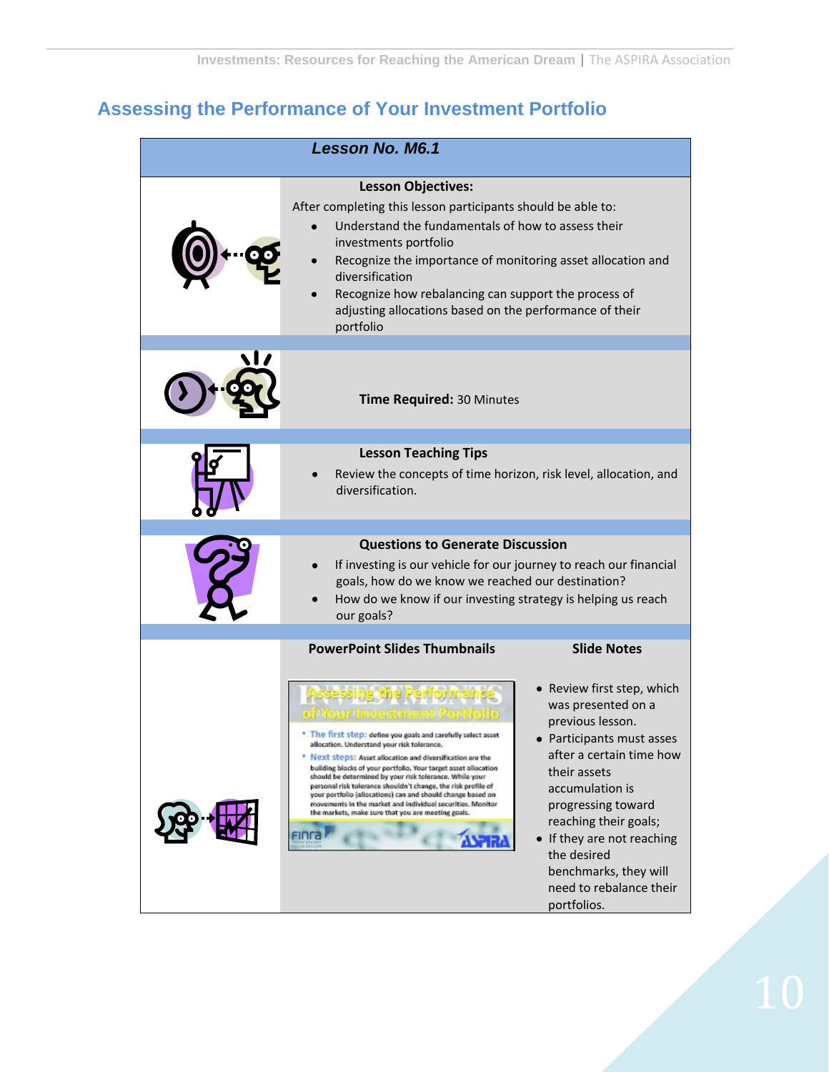## Assessing the Performance of Your Investment Portfolio

### *Lesson No. M6.1*

**Lesson Objectives:**

After completing this lesson participants should be able to:

- Understand the fundamentals of how to assess their investments portfolio
- Recognize the importance of monitoring asset allocation and diversification
- Recognize how rebalancing can support the process of adjusting allocations based on the performance of their portfolio

**Time Required:** 30 Minutes

**Lesson Teaching Tips**

- Review the concepts of time horizon, risk level, allocation, and diversification.

**Questions to Generate Discussion**

- If investing is our vehicle for our journey to reach our financial goals, how do we know we reached our destination?
- How do we know if our investing strategy is helping us reach our goals?

| PowerPoint Slides Thumbnails | Slide Notes |
|---|---|
| Assessing the Performance of Your Investment Portfolio<br>• The first step: define you goals and carefully select asset allocation. Understand your risk tolerance.<br>• Next steps: Asset allocation and diversification are the building blocks of your portfolio. Your target asset allocation should be determined by your risk tolerance. While your personal risk tolerance shouldn't change, the risk profile of your portfolio (allocations) can and should change based on movements in the market and individual securities. Monitor the markets, make sure that you are meeting goals. | • Review first step, which was presented on a previous lesson.<br>• Participants must asses after a certain time how their assets accumulation is progressing toward reaching their goals;<br>• If they are not reaching the desired benchmarks, they will need to rebalance their portfolios. |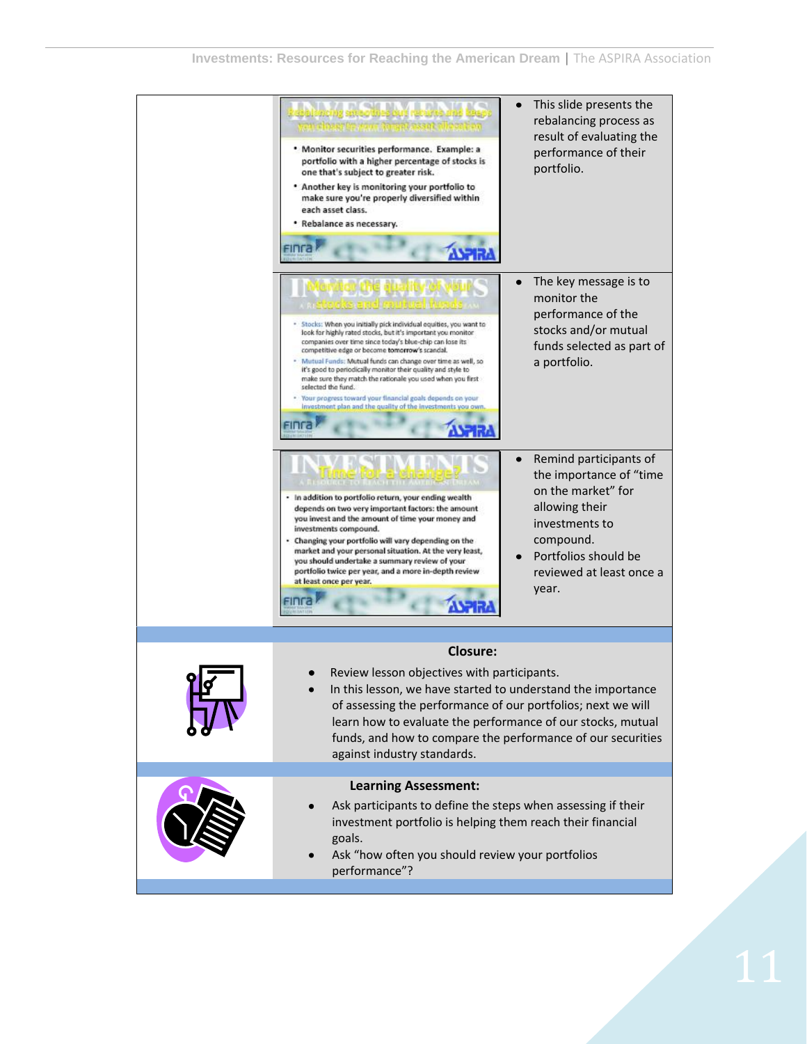| | Slide | Notes |
|---|---|---|
| | **Rebalancing smoothes out returns and keeps you closer to your target asset allocation**<br>• Monitor securities performance. Example: a portfolio with a higher percentage of stocks is one that's subject to greater risk.<br>• Another key is monitoring your portfolio to make sure you're properly diversified within each asset class.<br>• Rebalance as necessary. | • This slide presents the rebalancing process as result of evaluating the performance of their portfolio. |
| | **Monitor the quality of your stocks and mutual funds**<br>• Stocks: When you initially pick individual equities, you want to look for highly rated stocks, but it's important you monitor companies over time since today's blue-chip can lose its competitive edge or become tomorrow's scandal.<br>• Mutual Funds: Mutual funds can change over time as well, so it's good to periodically monitor their quality and style to make sure they match the rationale you used when you first selected the fund.<br>• Your progress toward your financial goals depends on your investment plan and the quality of the investments you own. | • The key message is to monitor the performance of the stocks and/or mutual funds selected as part of a portfolio. |
| | **Time for a change?**<br>• In addition to portfolio return, your ending wealth depends on two very important factors: the amount you invest and the amount of time your money and investments compound.<br>• Changing your portfolio will vary depending on the market and your personal situation. At the very least, you should undertake a summary review of your portfolio twice per year, and a more in-depth review at least once per year. | • Remind participants of the importance of "time on the market" for allowing their investments to compound.<br>• Portfolios should be reviewed at least once a year. |

**Closure:**

- Review lesson objectives with participants.
- In this lesson, we have started to understand the importance of assessing the performance of our portfolios; next we will learn how to evaluate the performance of our stocks, mutual funds, and how to compare the performance of our securities against industry standards.

**Learning Assessment:**

- Ask participants to define the steps when assessing if their investment portfolio is helping them reach their financial goals.
- Ask "how often you should review your portfolios performance"?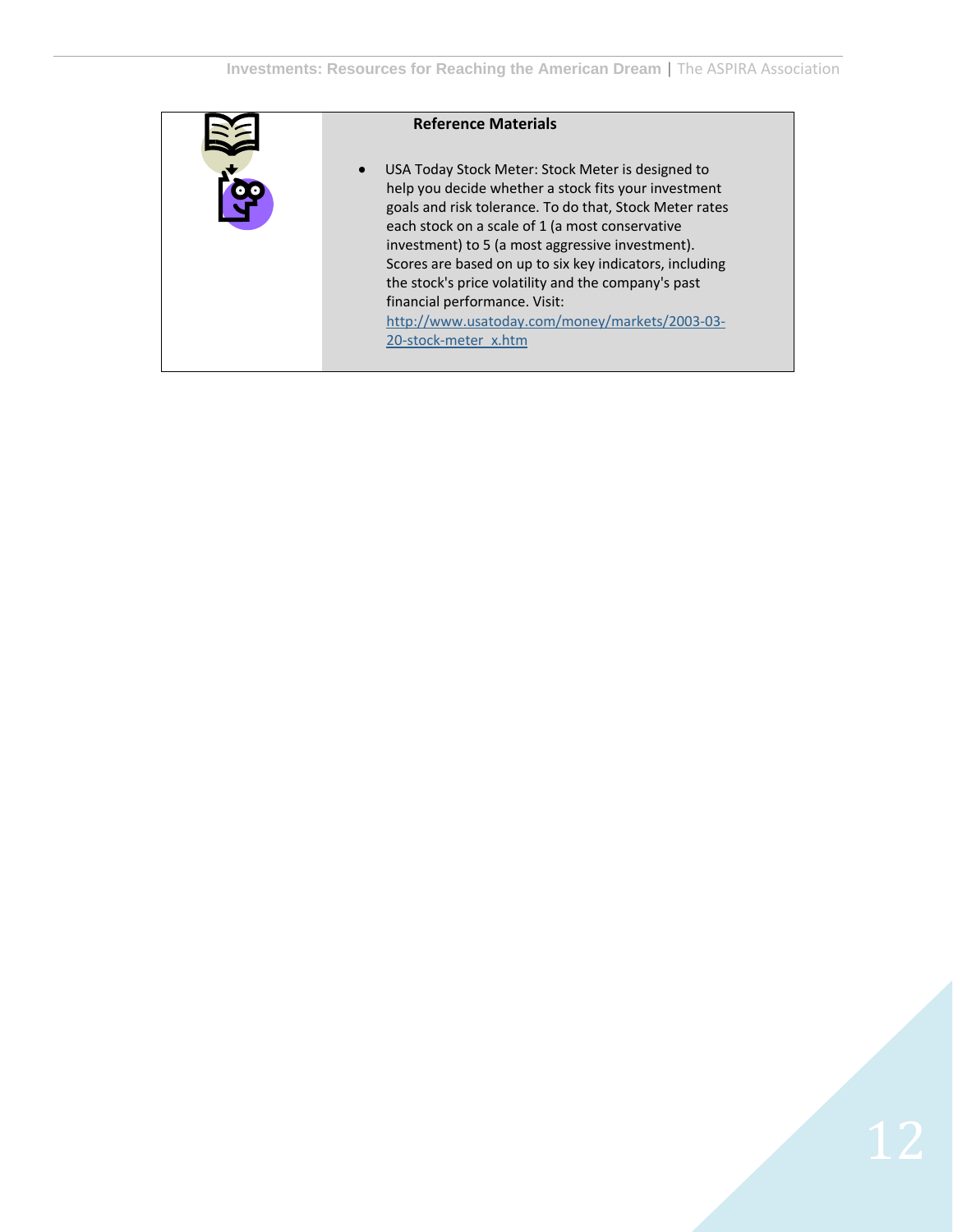**Reference Materials**

- USA Today Stock Meter: Stock Meter is designed to help you decide whether a stock fits your investment goals and risk tolerance. To do that, Stock Meter rates each stock on a scale of 1 (a most conservative investment) to 5 (a most aggressive investment). Scores are based on up to six key indicators, including the stock's price volatility and the company's past financial performance. Visit: http://www.usatoday.com/money/markets/2003-03-20-stock-meter_x.htm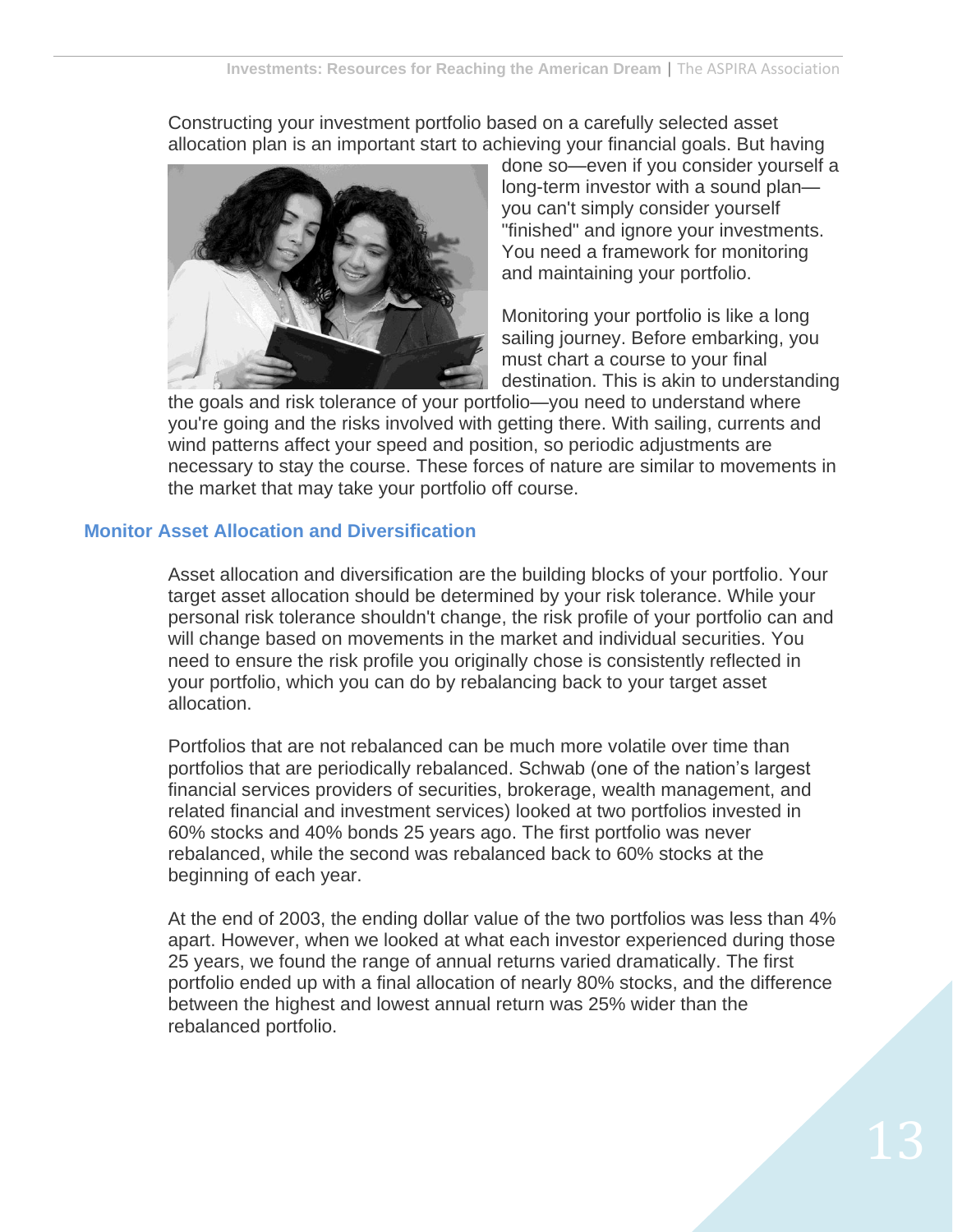Constructing your investment portfolio based on a carefully selected asset allocation plan is an important start to achieving your financial goals. But having done so—even if you consider yourself a long-term investor with a sound plan—you can't simply consider yourself "finished" and ignore your investments. You need a framework for monitoring and maintaining your portfolio.

Monitoring your portfolio is like a long sailing journey. Before embarking, you must chart a course to your final destination. This is akin to understanding the goals and risk tolerance of your portfolio—you need to understand where you're going and the risks involved with getting there. With sailing, currents and wind patterns affect your speed and position, so periodic adjustments are necessary to stay the course. These forces of nature are similar to movements in the market that may take your portfolio off course.

## Monitor Asset Allocation and Diversification

Asset allocation and diversification are the building blocks of your portfolio. Your target asset allocation should be determined by your risk tolerance. While your personal risk tolerance shouldn't change, the risk profile of your portfolio can and will change based on movements in the market and individual securities. You need to ensure the risk profile you originally chose is consistently reflected in your portfolio, which you can do by rebalancing back to your target asset allocation.

Portfolios that are not rebalanced can be much more volatile over time than portfolios that are periodically rebalanced. Schwab (one of the nation's largest financial services providers of securities, brokerage, wealth management, and related financial and investment services) looked at two portfolios invested in 60% stocks and 40% bonds 25 years ago. The first portfolio was never rebalanced, while the second was rebalanced back to 60% stocks at the beginning of each year.

At the end of 2003, the ending dollar value of the two portfolios was less than 4% apart. However, when we looked at what each investor experienced during those 25 years, we found the range of annual returns varied dramatically. The first portfolio ended up with a final allocation of nearly 80% stocks, and the difference between the highest and lowest annual return was 25% wider than the rebalanced portfolio.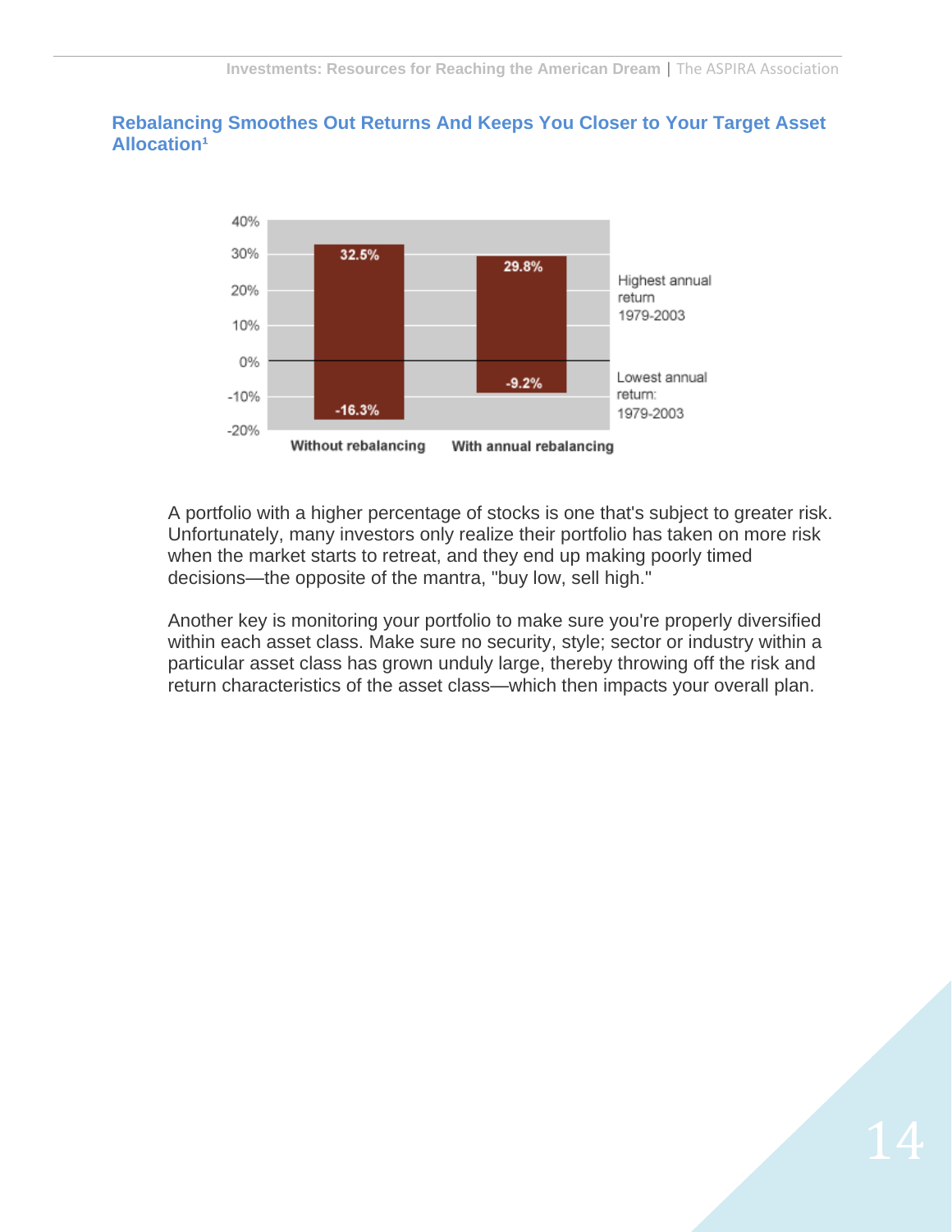## Rebalancing Smoothes Out Returns And Keeps You Closer to Your Target Asset Allocation[1]

| | Without rebalancing | With annual rebalancing |
|---|---|---|
| Highest annual return 1979-2003 | 32.5% | 29.8% |
| Lowest annual return: 1979-2003 | -16.3% | -9.2% |

A portfolio with a higher percentage of stocks is one that's subject to greater risk. Unfortunately, many investors only realize their portfolio has taken on more risk when the market starts to retreat, and they end up making poorly timed decisions—the opposite of the mantra, "buy low, sell high."

Another key is monitoring your portfolio to make sure you're properly diversified within each asset class. Make sure no security, style; sector or industry within a particular asset class has grown unduly large, thereby throwing off the risk and return characteristics of the asset class—which then impacts your overall plan.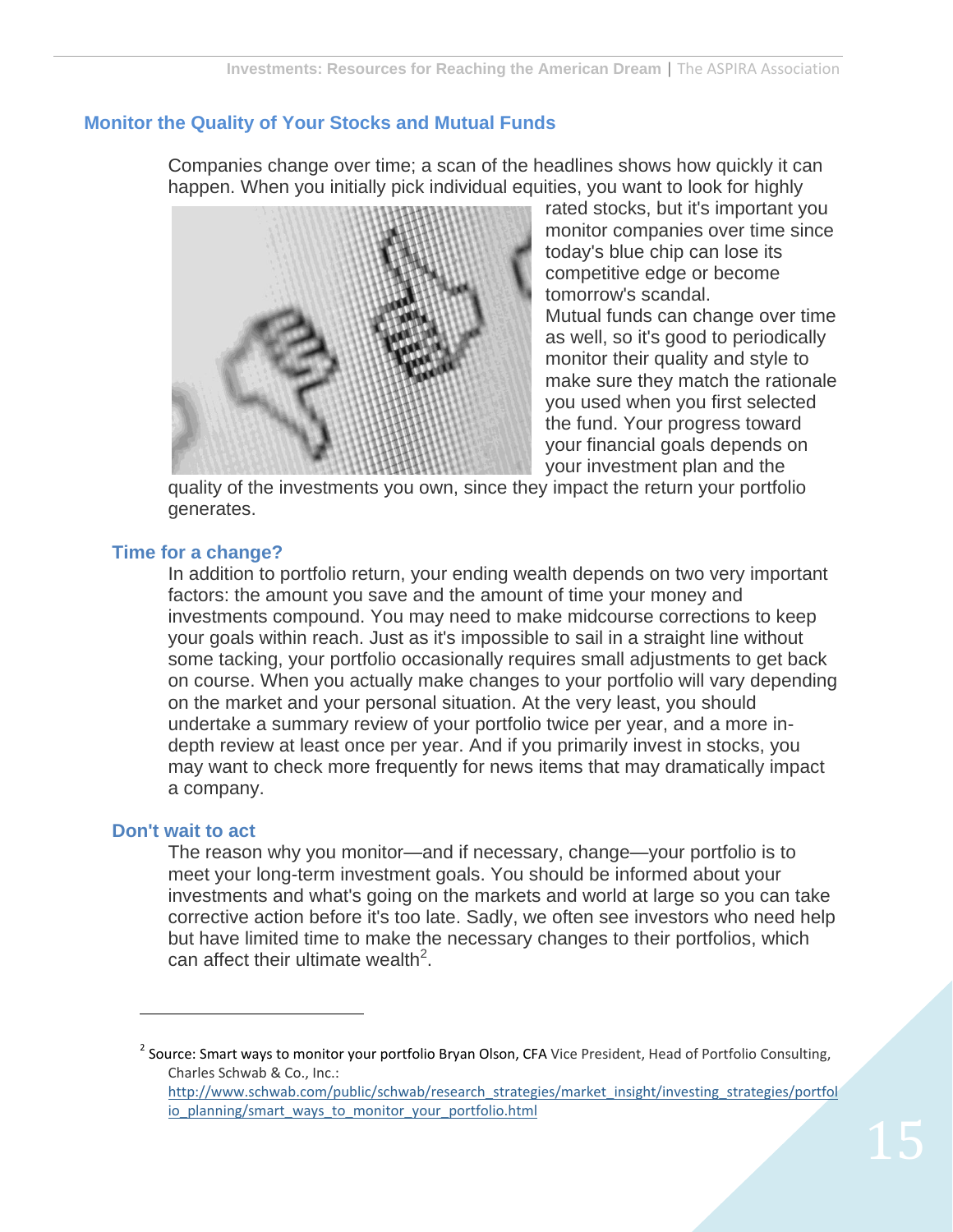## Monitor the Quality of Your Stocks and Mutual Funds

Companies change over time; a scan of the headlines shows how quickly it can happen. When you initially pick individual equities, you want to look for highly rated stocks, but it's important you monitor companies over time since today's blue chip can lose its competitive edge or become tomorrow's scandal. Mutual funds can change over time as well, so it's good to periodically monitor their quality and style to make sure they match the rationale you used when you first selected the fund. Your progress toward your financial goals depends on your investment plan and the quality of the investments you own, since they impact the return your portfolio generates.

### Time for a change?

In addition to portfolio return, your ending wealth depends on two very important factors: the amount you save and the amount of time your money and investments compound. You may need to make midcourse corrections to keep your goals within reach. Just as it's impossible to sail in a straight line without some tacking, your portfolio occasionally requires small adjustments to get back on course. When you actually make changes to your portfolio will vary depending on the market and your personal situation. At the very least, you should undertake a summary review of your portfolio twice per year, and a more in-depth review at least once per year. And if you primarily invest in stocks, you may want to check more frequently for news items that may dramatically impact a company.

### Don't wait to act

The reason why you monitor—and if necessary, change—your portfolio is to meet your long-term investment goals. You should be informed about your investments and what's going on the markets and world at large so you can take corrective action before it's too late. Sadly, we often see investors who need help but have limited time to make the necessary changes to their portfolios, which can affect their ultimate wealth[2].

---

[2] Source: Smart ways to monitor your portfolio Bryan Olson, CFA Vice President, Head of Portfolio Consulting, Charles Schwab & Co., Inc.: http://www.schwab.com/public/schwab/research_strategies/market_insight/investing_strategies/portfolio_planning/smart_ways_to_monitor_your_portfolio.html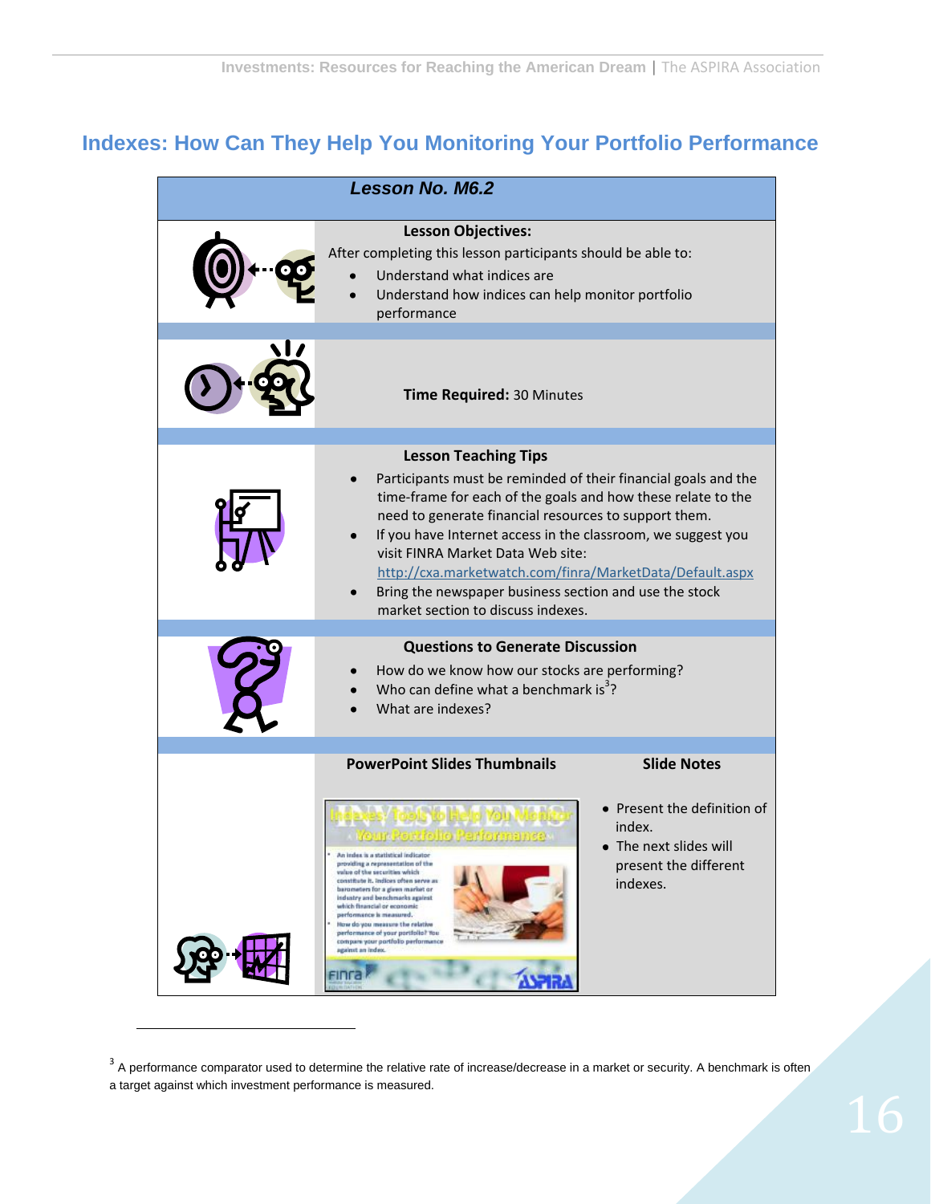## Indexes: How Can They Help You Monitoring Your Portfolio Performance

### *Lesson No. M6.2*

**Lesson Objectives:**

After completing this lesson participants should be able to:

- Understand what indices are
- Understand how indices can help monitor portfolio performance

**Time Required:** 30 Minutes

**Lesson Teaching Tips**

- Participants must be reminded of their financial goals and the time-frame for each of the goals and how these relate to the need to generate financial resources to support them.
- If you have Internet access in the classroom, we suggest you visit FINRA Market Data Web site: http://cxa.marketwatch.com/finra/MarketData/Default.aspx
- Bring the newspaper business section and use the stock market section to discuss indexes.

**Questions to Generate Discussion**

- How do we know how our stocks are performing?
- Who can define what a benchmark is[3]?
- What are indexes?

| PowerPoint Slides Thumbnails | Slide Notes |
|---|---|
| Indexes: Tools to Help You Monitor Your Portfolio Performance<br>• An index is a statistical indicator providing a representation of the value of the securities which constitute it. Indices often serve as barometers for a given market or industry and benchmarks against which financial or economic performance is measured.<br>• How do you measure the relative performance of your portfolio? You compare your portfolio performance against an index. | • Present the definition of index.<br>• The next slides will present the different indexes. |

[3] A performance comparator used to determine the relative rate of increase/decrease in a market or security. A benchmark is often a target against which investment performance is measured.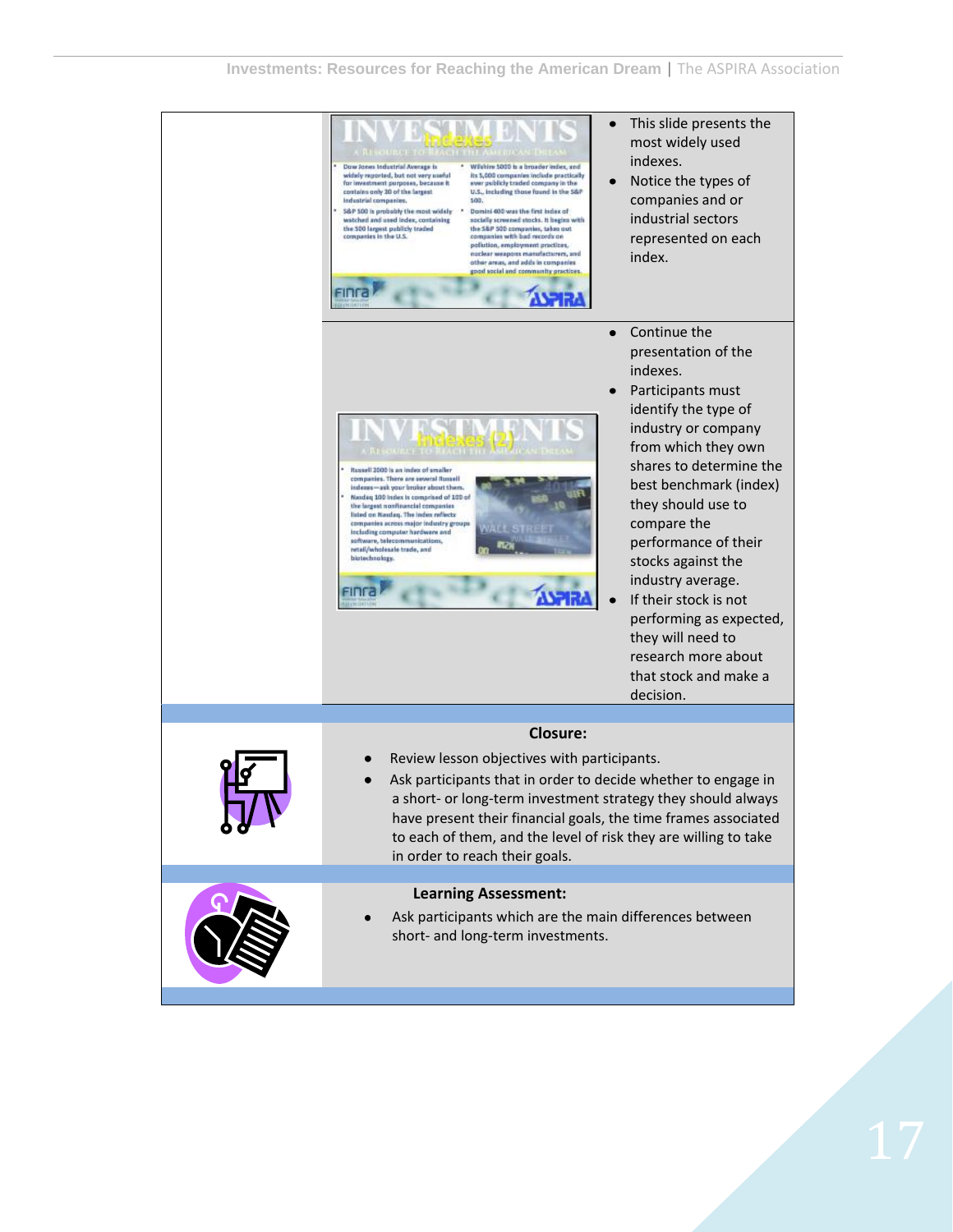- This slide presents the most widely used indexes.
- Notice the types of companies and or industrial sectors represented on each index.

- Continue the presentation of the indexes.
- Participants must identify the type of industry or company from which they own shares to determine the best benchmark (index) they should use to compare the performance of their stocks against the industry average.
- If their stock is not performing as expected, they will need to research more about that stock and make a decision.

**Closure:**

- Review lesson objectives with participants.
- Ask participants that in order to decide whether to engage in a short- or long-term investment strategy they should always have present their financial goals, the time frames associated to each of them, and the level of risk they are willing to take in order to reach their goals.

**Learning Assessment:**

- Ask participants which are the main differences between short- and long-term investments.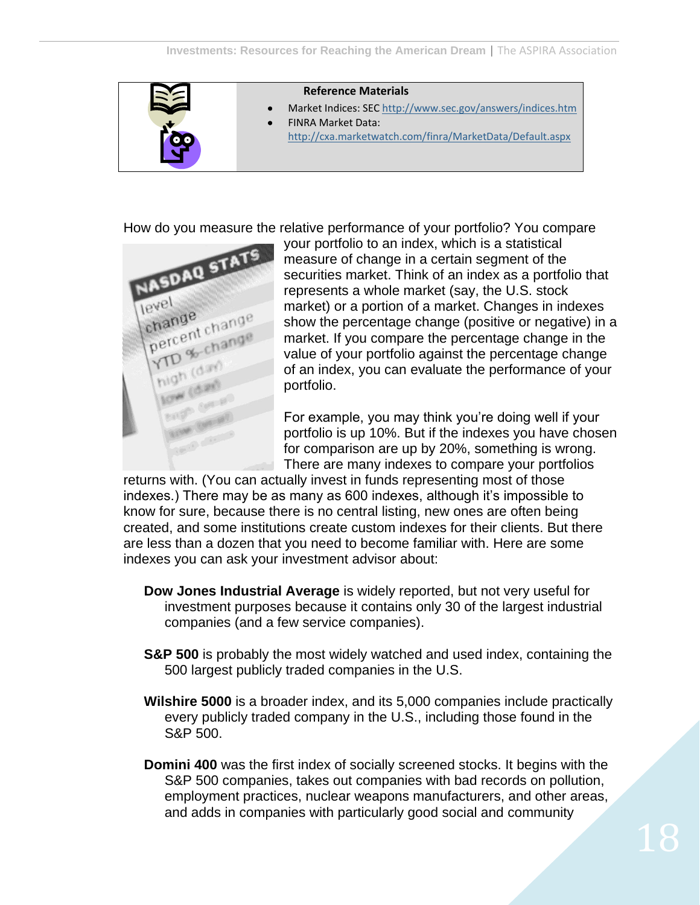**Reference Materials**

- Market Indices: SEC http://www.sec.gov/answers/indices.htm
- FINRA Market Data: http://cxa.marketwatch.com/finra/MarketData/Default.aspx

How do you measure the relative performance of your portfolio? You compare your portfolio to an index, which is a statistical measure of change in a certain segment of the securities market. Think of an index as a portfolio that represents a whole market (say, the U.S. stock market) or a portion of a market. Changes in indexes show the percentage change (positive or negative) in a market. If you compare the percentage change in the value of your portfolio against the percentage change of an index, you can evaluate the performance of your portfolio.

For example, you may think you're doing well if your portfolio is up 10%. But if the indexes you have chosen for comparison are up by 20%, something is wrong. There are many indexes to compare your portfolios returns with. (You can actually invest in funds representing most of those indexes.) There may be as many as 600 indexes, although it's impossible to know for sure, because there is no central listing, new ones are often being created, and some institutions create custom indexes for their clients. But there are less than a dozen that you need to become familiar with. Here are some indexes you can ask your investment advisor about:

**Dow Jones Industrial Average** is widely reported, but not very useful for investment purposes because it contains only 30 of the largest industrial companies (and a few service companies).

**S&P 500** is probably the most widely watched and used index, containing the 500 largest publicly traded companies in the U.S.

**Wilshire 5000** is a broader index, and its 5,000 companies include practically every publicly traded company in the U.S., including those found in the S&P 500.

**Domini 400** was the first index of socially screened stocks. It begins with the S&P 500 companies, takes out companies with bad records on pollution, employment practices, nuclear weapons manufacturers, and other areas, and adds in companies with particularly good social and community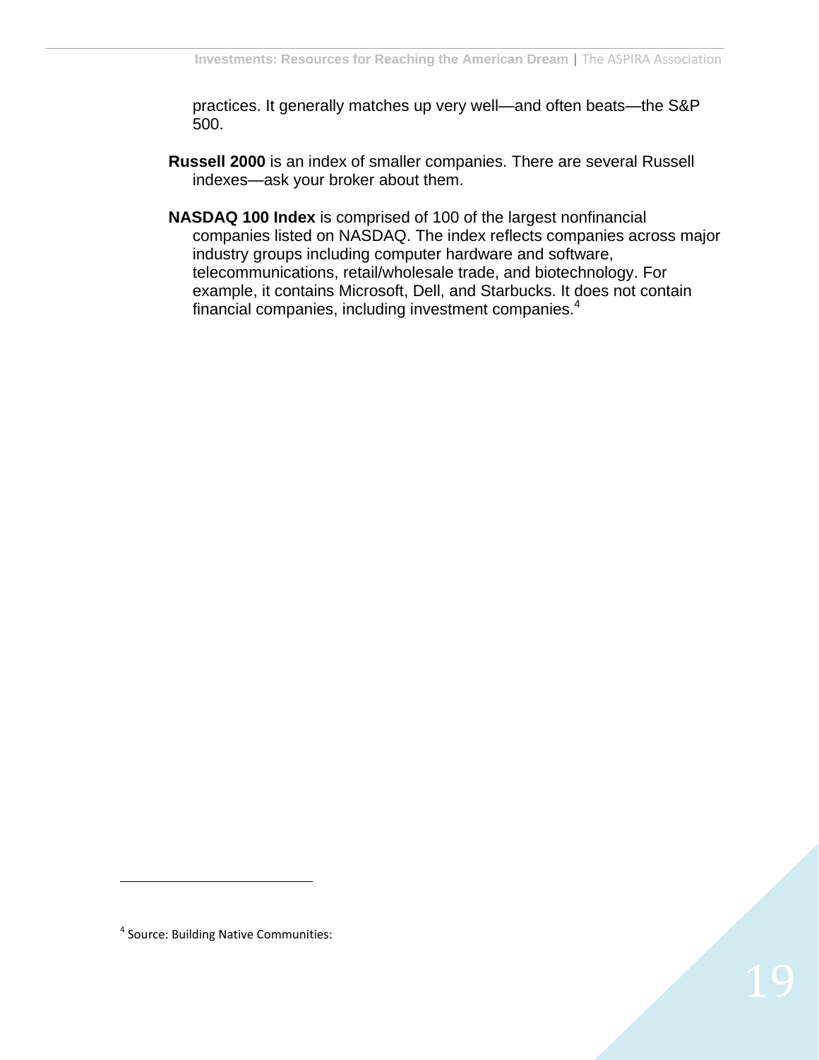practices. It generally matches up very well—and often beats—the S&P 500.

**Russell 2000** is an index of smaller companies. There are several Russell indexes—ask your broker about them.

**NASDAQ 100 Index** is comprised of 100 of the largest nonfinancial companies listed on NASDAQ. The index reflects companies across major industry groups including computer hardware and software, telecommunications, retail/wholesale trade, and biotechnology. For example, it contains Microsoft, Dell, and Starbucks. It does not contain financial companies, including investment companies.[4]

---

[4] Source: Building Native Communities: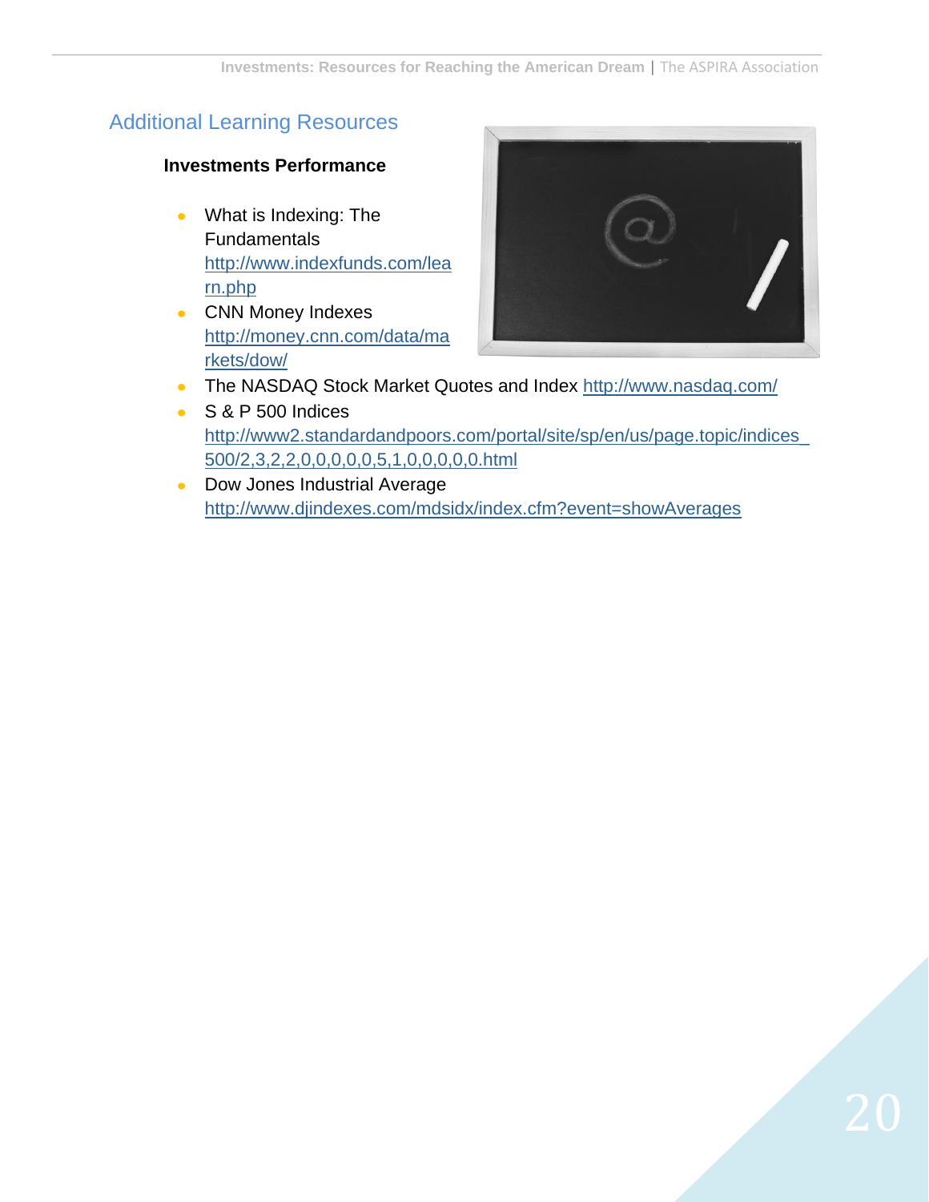## Additional Learning Resources

**Investments Performance**

- What is Indexing: The Fundamentals http://www.indexfunds.com/learn.php
- CNN Money Indexes http://money.cnn.com/data/markets/dow/
- The NASDAQ Stock Market Quotes and Index http://www.nasdaq.com/
- S & P 500 Indices http://www2.standardandpoors.com/portal/site/sp/en/us/page.topic/indices_500/2,3,2,2,0,0,0,0,0,5,1,0,0,0,0,0.html
- Dow Jones Industrial Average http://www.djindexes.com/mdsidx/index.cfm?event=showAverages